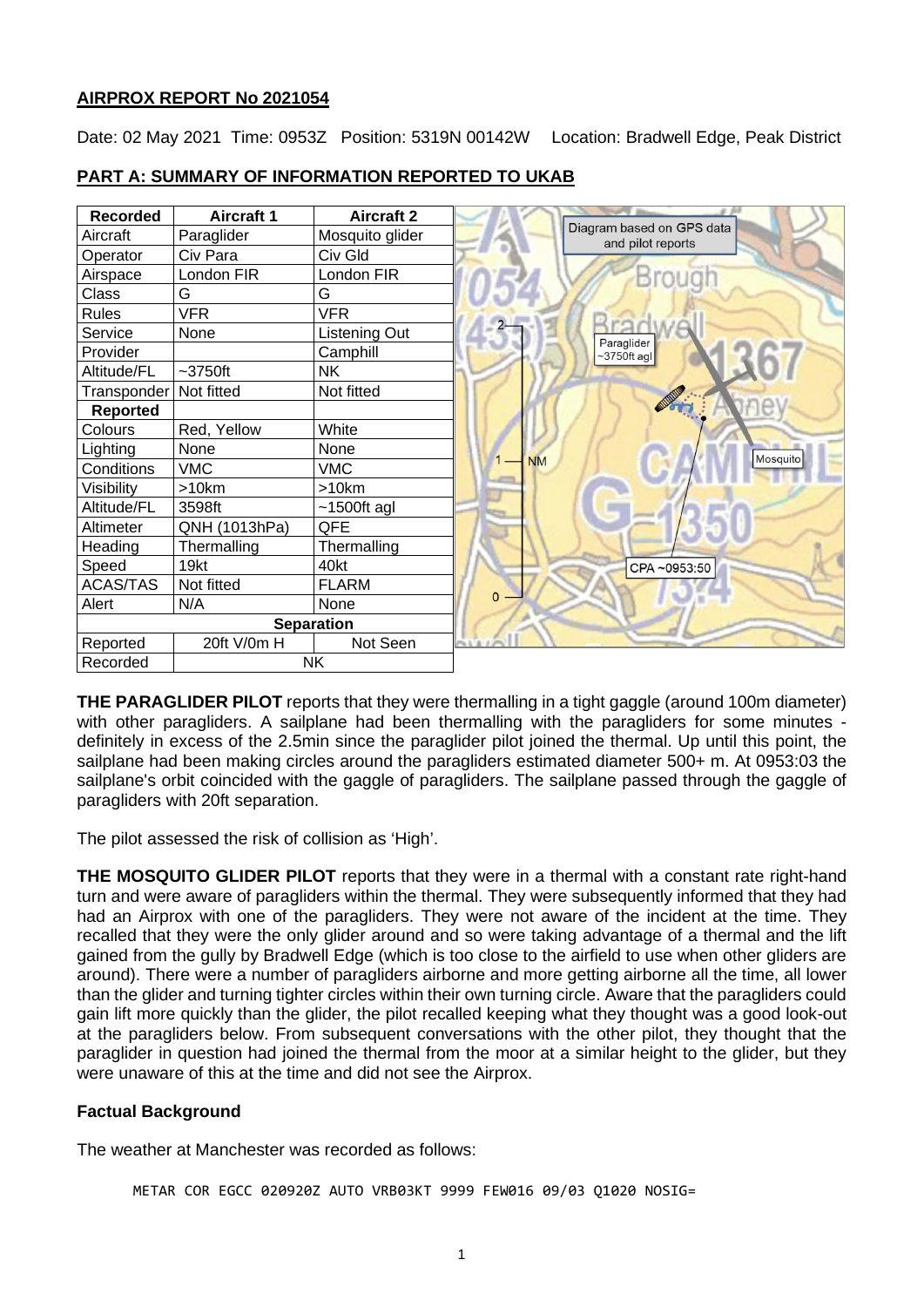## AIRPROX REPORT No 2021054

Date: 02 May 2021 Time: 0953Z Position: 5319N 00142W Location: Bradwell Edge, Peak District

## PART A: SUMMARY OF INFORMATION REPORTED TO UKAB

| Recorded | Aircraft 1 | Aircraft 2 |
|---|---|---|
| Aircraft | Paraglider | Mosquito glider |
| Operator | Civ Para | Civ Gld |
| Airspace | London FIR | London FIR |
| Class | G | G |
| Rules | VFR | VFR |
| Service | None | Listening Out |
| Provider | | Camphill |
| Altitude/FL | ~3750ft | NK |
| Transponder | Not fitted | Not fitted |
| **Reported** | | |
| Colours | Red, Yellow | White |
| Lighting | None | None |
| Conditions | VMC | VMC |
| Visibility | >10km | >10km |
| Altitude/FL | 3598ft | ~1500ft agl |
| Altimeter | QNH (1013hPa) | QFE |
| Heading | Thermalling | Thermalling |
| Speed | 19kt | 40kt |
| ACAS/TAS | Not fitted | FLARM |
| Alert | N/A | None |
| **Separation** | | |
| Reported | 20ft V/0m H | Not Seen |
| Recorded | NK | |

Diagram based on GPS data and pilot reports

Paraglider ~3750ft agl

Mosquito

CPA ~0953:50

**THE PARAGLIDER PILOT** reports that they were thermalling in a tight gaggle (around 100m diameter) with other paragliders. A sailplane had been thermalling with the paragliders for some minutes - definitely in excess of the 2.5min since the paraglider pilot joined the thermal. Up until this point, the sailplane had been making circles around the paragliders estimated diameter 500+ m. At 0953:03 the sailplane's orbit coincided with the gaggle of paragliders. The sailplane passed through the gaggle of paragliders with 20ft separation.

The pilot assessed the risk of collision as 'High'.

**THE MOSQUITO GLIDER PILOT** reports that they were in a thermal with a constant rate right-hand turn and were aware of paragliders within the thermal. They were subsequently informed that they had had an Airprox with one of the paragliders. They were not aware of the incident at the time. They recalled that they were the only glider around and so were taking advantage of a thermal and the lift gained from the gully by Bradwell Edge (which is too close to the airfield to use when other gliders are around). There were a number of paragliders airborne and more getting airborne all the time, all lower than the glider and turning tighter circles within their own turning circle. Aware that the paragliders could gain lift more quickly than the glider, the pilot recalled keeping what they thought was a good look-out at the paragliders below. From subsequent conversations with the other pilot, they thought that the paraglider in question had joined the thermal from the moor at a similar height to the glider, but they were unaware of this at the time and did not see the Airprox.

### Factual Background

The weather at Manchester was recorded as follows:

```
METAR COR EGCC 020920Z AUTO VRB03KT 9999 FEW016 09/03 Q1020 NOSIG=
```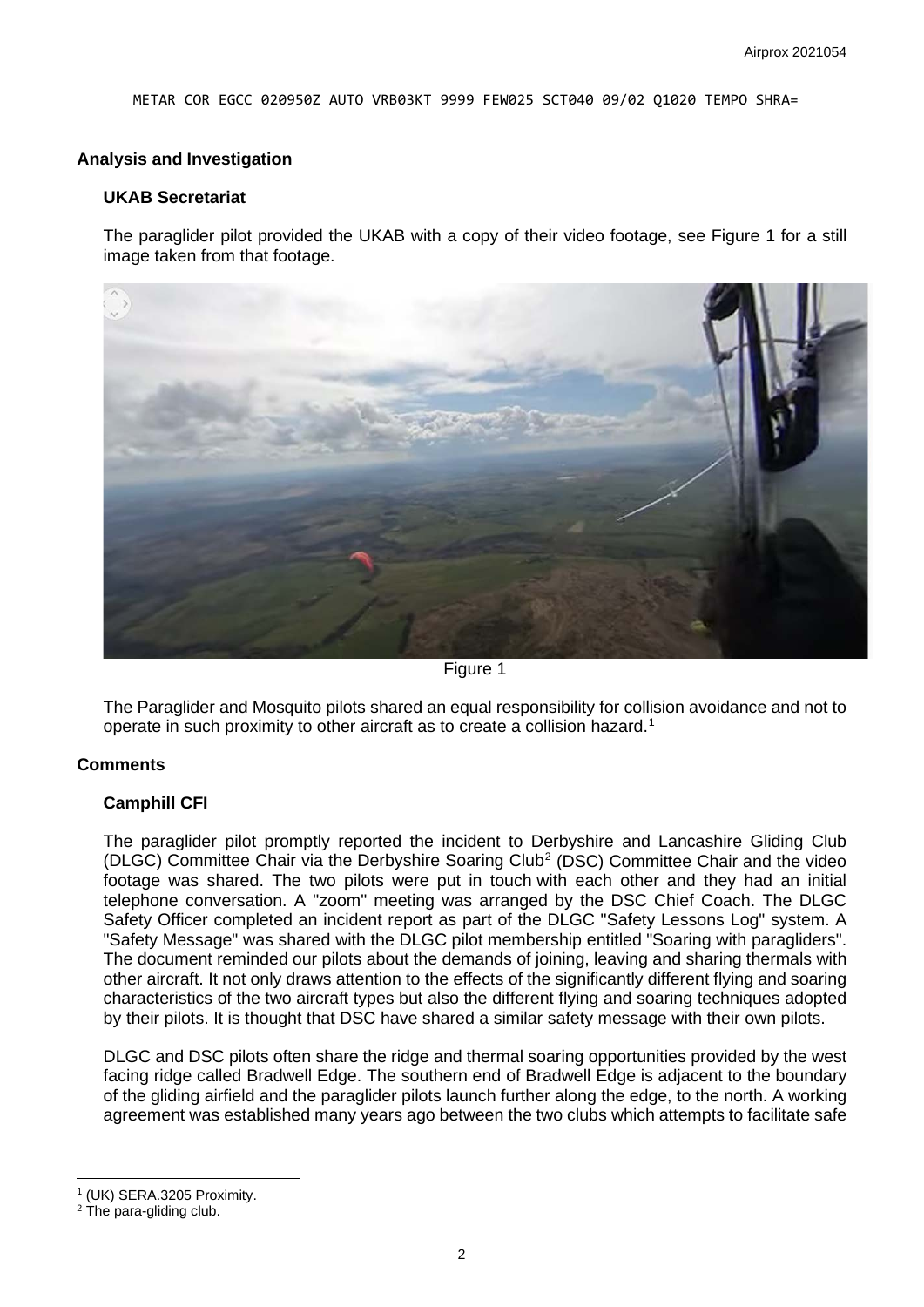METAR COR EGCC 020950Z AUTO VRB03KT 9999 FEW025 SCT040 09/02 Q1020 TEMPO SHRA=

## Analysis and Investigation

### UKAB Secretariat

The paraglider pilot provided the UKAB with a copy of their video footage, see Figure 1 for a still image taken from that footage.

Figure 1

The Paraglider and Mosquito pilots shared an equal responsibility for collision avoidance and not to operate in such proximity to other aircraft as to create a collision hazard.[1]

## Comments

### Camphill CFI

The paraglider pilot promptly reported the incident to Derbyshire and Lancashire Gliding Club (DLGC) Committee Chair via the Derbyshire Soaring Club[2] (DSC) Committee Chair and the video footage was shared. The two pilots were put in touch with each other and they had an initial telephone conversation. A "zoom" meeting was arranged by the DSC Chief Coach. The DLGC Safety Officer completed an incident report as part of the DLGC "Safety Lessons Log" system. A "Safety Message" was shared with the DLGC pilot membership entitled "Soaring with paragliders". The document reminded our pilots about the demands of joining, leaving and sharing thermals with other aircraft. It not only draws attention to the effects of the significantly different flying and soaring characteristics of the two aircraft types but also the different flying and soaring techniques adopted by their pilots. It is thought that DSC have shared a similar safety message with their own pilots.

DLGC and DSC pilots often share the ridge and thermal soaring opportunities provided by the west facing ridge called Bradwell Edge. The southern end of Bradwell Edge is adjacent to the boundary of the gliding airfield and the paraglider pilots launch further along the edge, to the north. A working agreement was established many years ago between the two clubs which attempts to facilitate safe

---

[1] (UK) SERA.3205 Proximity.

[2] The para-gliding club.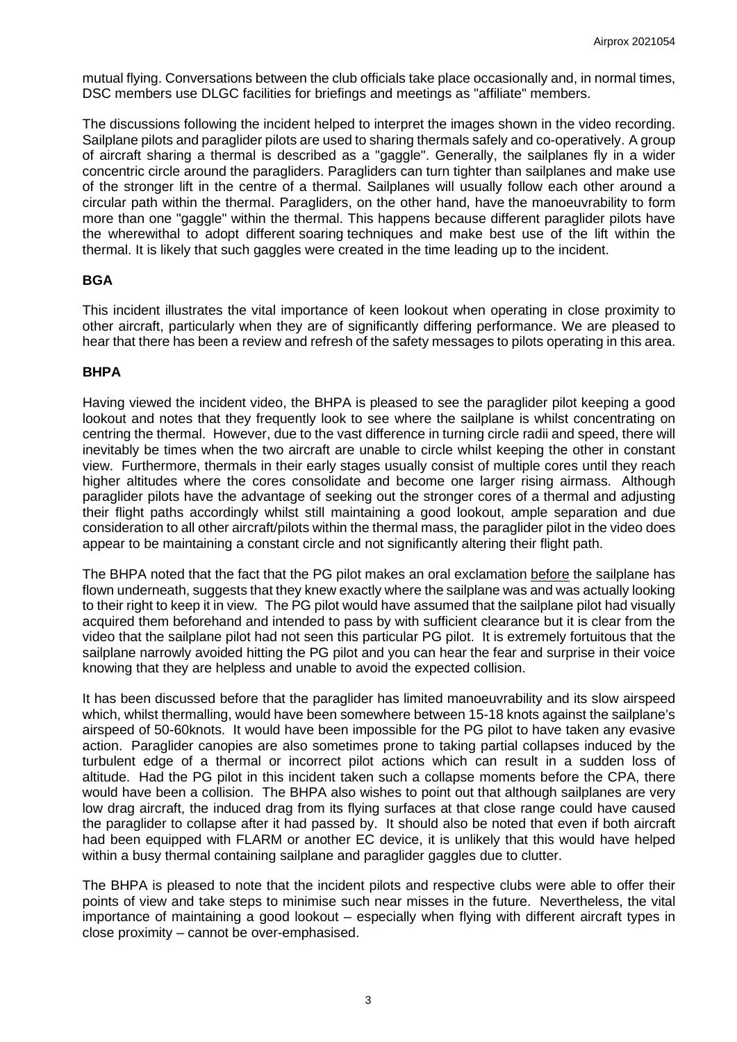mutual flying. Conversations between the club officials take place occasionally and, in normal times, DSC members use DLGC facilities for briefings and meetings as "affiliate" members.

The discussions following the incident helped to interpret the images shown in the video recording. Sailplane pilots and paraglider pilots are used to sharing thermals safely and co-operatively. A group of aircraft sharing a thermal is described as a "gaggle". Generally, the sailplanes fly in a wider concentric circle around the paragliders. Paragliders can turn tighter than sailplanes and make use of the stronger lift in the centre of a thermal. Sailplanes will usually follow each other around a circular path within the thermal. Paragliders, on the other hand, have the manoeuvrability to form more than one "gaggle" within the thermal. This happens because different paraglider pilots have the wherewithal to adopt different soaring techniques and make best use of the lift within the thermal. It is likely that such gaggles were created in the time leading up to the incident.

### BGA

This incident illustrates the vital importance of keen lookout when operating in close proximity to other aircraft, particularly when they are of significantly differing performance. We are pleased to hear that there has been a review and refresh of the safety messages to pilots operating in this area.

### BHPA

Having viewed the incident video, the BHPA is pleased to see the paraglider pilot keeping a good lookout and notes that they frequently look to see where the sailplane is whilst concentrating on centring the thermal. However, due to the vast difference in turning circle radii and speed, there will inevitably be times when the two aircraft are unable to circle whilst keeping the other in constant view. Furthermore, thermals in their early stages usually consist of multiple cores until they reach higher altitudes where the cores consolidate and become one larger rising airmass. Although paraglider pilots have the advantage of seeking out the stronger cores of a thermal and adjusting their flight paths accordingly whilst still maintaining a good lookout, ample separation and due consideration to all other aircraft/pilots within the thermal mass, the paraglider pilot in the video does appear to be maintaining a constant circle and not significantly altering their flight path.

The BHPA noted that the fact that the PG pilot makes an oral exclamation <u>before</u> the sailplane has flown underneath, suggests that they knew exactly where the sailplane was and was actually looking to their right to keep it in view. The PG pilot would have assumed that the sailplane pilot had visually acquired them beforehand and intended to pass by with sufficient clearance but it is clear from the video that the sailplane pilot had not seen this particular PG pilot. It is extremely fortuitous that the sailplane narrowly avoided hitting the PG pilot and you can hear the fear and surprise in their voice knowing that they are helpless and unable to avoid the expected collision.

It has been discussed before that the paraglider has limited manoeuvrability and its slow airspeed which, whilst thermalling, would have been somewhere between 15-18 knots against the sailplane's airspeed of 50-60knots. It would have been impossible for the PG pilot to have taken any evasive action. Paraglider canopies are also sometimes prone to taking partial collapses induced by the turbulent edge of a thermal or incorrect pilot actions which can result in a sudden loss of altitude. Had the PG pilot in this incident taken such a collapse moments before the CPA, there would have been a collision. The BHPA also wishes to point out that although sailplanes are very low drag aircraft, the induced drag from its flying surfaces at that close range could have caused the paraglider to collapse after it had passed by. It should also be noted that even if both aircraft had been equipped with FLARM or another EC device, it is unlikely that this would have helped within a busy thermal containing sailplane and paraglider gaggles due to clutter.

The BHPA is pleased to note that the incident pilots and respective clubs were able to offer their points of view and take steps to minimise such near misses in the future. Nevertheless, the vital importance of maintaining a good lookout – especially when flying with different aircraft types in close proximity – cannot be over-emphasised.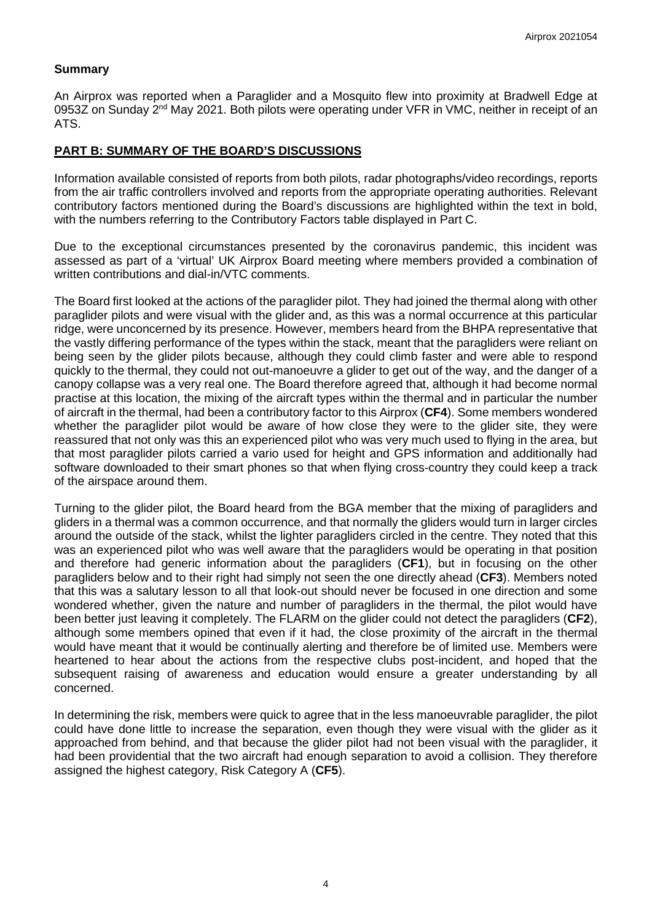## Summary

An Airprox was reported when a Paraglider and a Mosquito flew into proximity at Bradwell Edge at 0953Z on Sunday 2nd May 2021. Both pilots were operating under VFR in VMC, neither in receipt of an ATS.

## PART B: SUMMARY OF THE BOARD'S DISCUSSIONS

Information available consisted of reports from both pilots, radar photographs/video recordings, reports from the air traffic controllers involved and reports from the appropriate operating authorities. Relevant contributory factors mentioned during the Board's discussions are highlighted within the text in bold, with the numbers referring to the Contributory Factors table displayed in Part C.

Due to the exceptional circumstances presented by the coronavirus pandemic, this incident was assessed as part of a 'virtual' UK Airprox Board meeting where members provided a combination of written contributions and dial-in/VTC comments.

The Board first looked at the actions of the paraglider pilot. They had joined the thermal along with other paraglider pilots and were visual with the glider and, as this was a normal occurrence at this particular ridge, were unconcerned by its presence. However, members heard from the BHPA representative that the vastly differing performance of the types within the stack, meant that the paragliders were reliant on being seen by the glider pilots because, although they could climb faster and were able to respond quickly to the thermal, they could not out-manoeuvre a glider to get out of the way, and the danger of a canopy collapse was a very real one. The Board therefore agreed that, although it had become normal practise at this location, the mixing of the aircraft types within the thermal and in particular the number of aircraft in the thermal, had been a contributory factor to this Airprox (**CF4**). Some members wondered whether the paraglider pilot would be aware of how close they were to the glider site, they were reassured that not only was this an experienced pilot who was very much used to flying in the area, but that most paraglider pilots carried a vario used for height and GPS information and additionally had software downloaded to their smart phones so that when flying cross-country they could keep a track of the airspace around them.

Turning to the glider pilot, the Board heard from the BGA member that the mixing of paragliders and gliders in a thermal was a common occurrence, and that normally the gliders would turn in larger circles around the outside of the stack, whilst the lighter paragliders circled in the centre. They noted that this was an experienced pilot who was well aware that the paragliders would be operating in that position and therefore had generic information about the paragliders (**CF1**), but in focusing on the other paragliders below and to their right had simply not seen the one directly ahead (**CF3**). Members noted that this was a salutary lesson to all that look-out should never be focused in one direction and some wondered whether, given the nature and number of paragliders in the thermal, the pilot would have been better just leaving it completely. The FLARM on the glider could not detect the paragliders (**CF2**), although some members opined that even if it had, the close proximity of the aircraft in the thermal would have meant that it would be continually alerting and therefore be of limited use. Members were heartened to hear about the actions from the respective clubs post-incident, and hoped that the subsequent raising of awareness and education would ensure a greater understanding by all concerned.

In determining the risk, members were quick to agree that in the less manoeuvrable paraglider, the pilot could have done little to increase the separation, even though they were visual with the glider as it approached from behind, and that because the glider pilot had not been visual with the paraglider, it had been providential that the two aircraft had enough separation to avoid a collision. They therefore assigned the highest category, Risk Category A (**CF5**).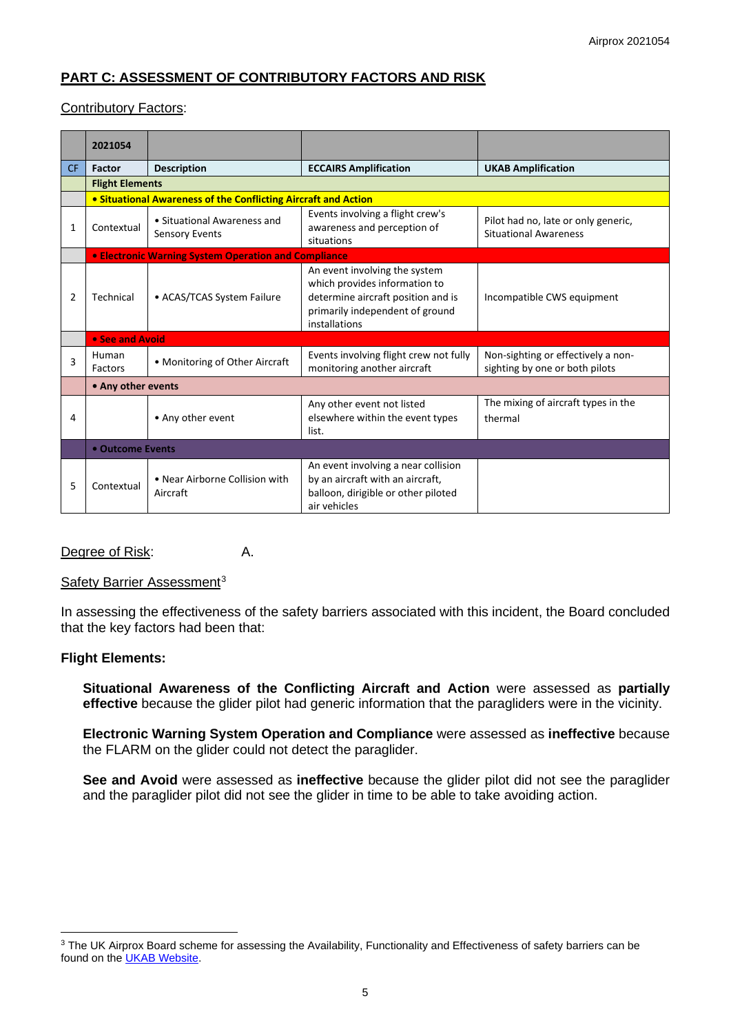## PART C: ASSESSMENT OF CONTRIBUTORY FACTORS AND RISK

Contributory Factors:

| | 2021054 | | | |
|---|---|---|---|---|
| CF | Factor | Description | ECCAIRS Amplification | UKAB Amplification |
| | **Flight Elements** | | | |
| | **• Situational Awareness of the Conflicting Aircraft and Action** | | | |
| 1 | Contextual | • Situational Awareness and Sensory Events | Events involving a flight crew's awareness and perception of situations | Pilot had no, late or only generic, Situational Awareness |
| | **• Electronic Warning System Operation and Compliance** | | | |
| 2 | Technical | • ACAS/TCAS System Failure | An event involving the system which provides information to determine aircraft position and is primarily independent of ground installations | Incompatible CWS equipment |
| | **• See and Avoid** | | | |
| 3 | Human Factors | • Monitoring of Other Aircraft | Events involving flight crew not fully monitoring another aircraft | Non-sighting or effectively a non-sighting by one or both pilots |
| | **• Any other events** | | | |
| 4 | | • Any other event | Any other event not listed elsewhere within the event types list. | The mixing of aircraft types in the thermal |
| | **• Outcome Events** | | | |
| 5 | Contextual | • Near Airborne Collision with Aircraft | An event involving a near collision by an aircraft with an aircraft, balloon, dirigible or other piloted air vehicles | |

Degree of Risk: A.

Safety Barrier Assessment[3]

In assessing the effectiveness of the safety barriers associated with this incident, the Board concluded that the key factors had been that:

**Flight Elements:**

**Situational Awareness of the Conflicting Aircraft and Action** were assessed as **partially effective** because the glider pilot had generic information that the paragliders were in the vicinity.

**Electronic Warning System Operation and Compliance** were assessed as **ineffective** because the FLARM on the glider could not detect the paraglider.

**See and Avoid** were assessed as **ineffective** because the glider pilot did not see the paraglider and the paraglider pilot did not see the glider in time to be able to take avoiding action.

[3] The UK Airprox Board scheme for assessing the Availability, Functionality and Effectiveness of safety barriers can be found on the UKAB Website.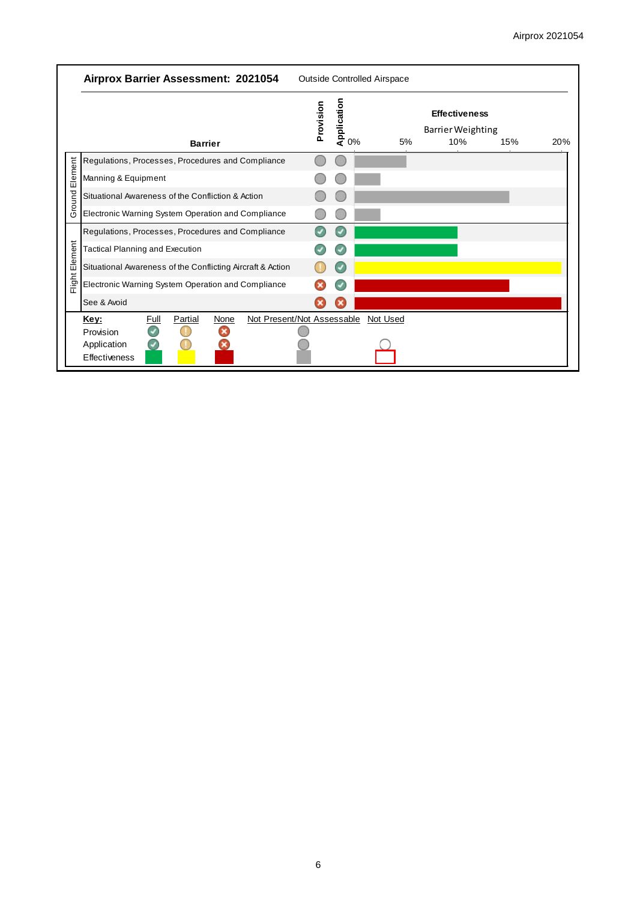**Airprox Barrier Assessment: 2021054** Outside Controlled Airspace

Barrier

Provision

Application

Effectiveness

Barrier Weighting

0% 5% 10% 15% 20%

Ground Element

Regulations, Processes, Procedures and Compliance

Manning & Equipment

Situational Awareness of the Confliction & Action

Electronic Warning System Operation and Compliance

Flight Element

Regulations, Processes, Procedures and Compliance

Tactical Planning and Execution

Situational Awareness of the Conflicting Aircraft & Action

Electronic Warning System Operation and Compliance

See & Avoid

Key: Full Partial None Not Present/Not Assessable Not Used

Provision

Application

Effectiveness